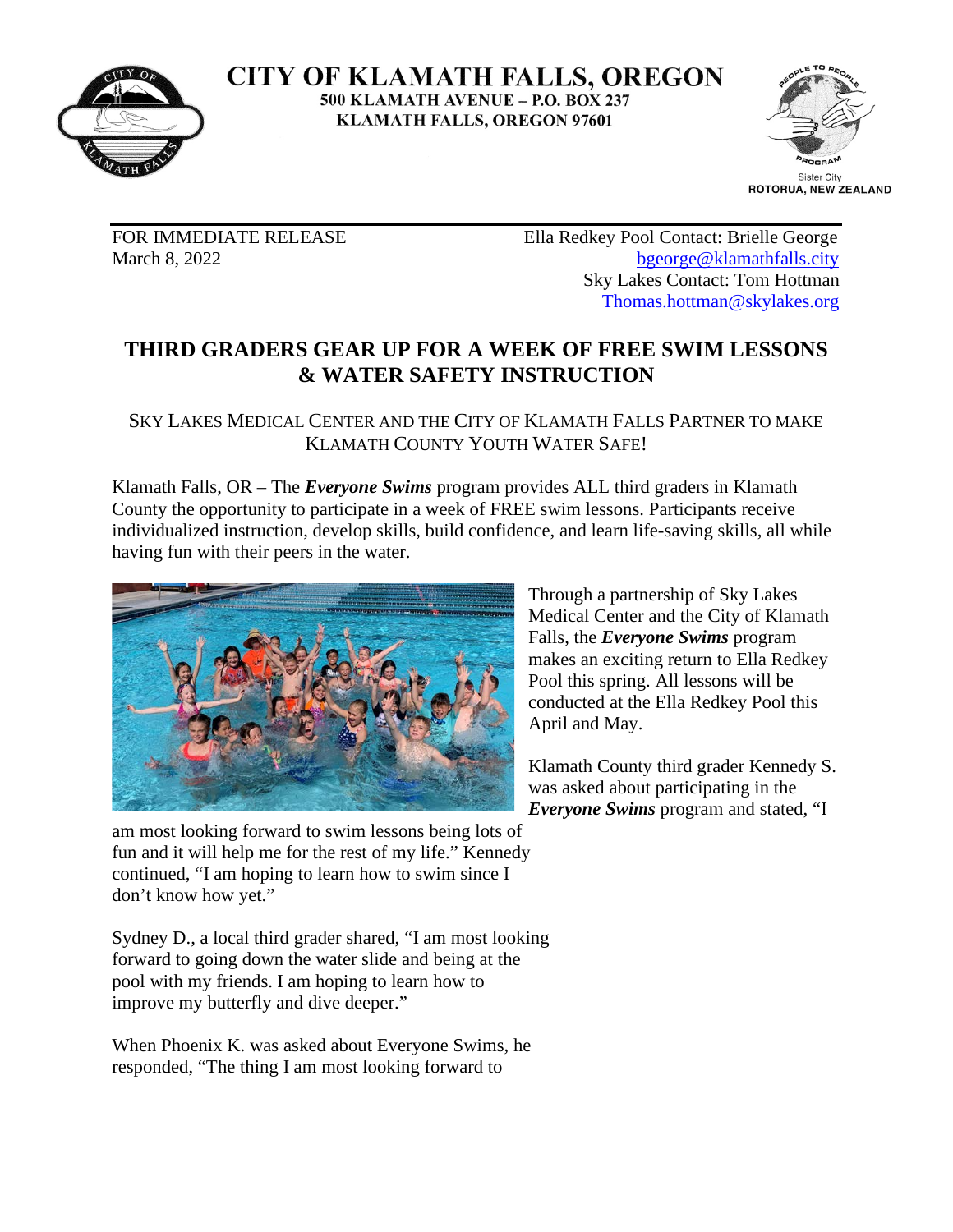# CITY OF KLAMATH FALLS, OREGON

**500 KLAMATH AVENUE – P.O. BOX 237**
**KLAMATH FALLS, OREGON 97601**

Sister City
ROTORUA, NEW ZEALAND

FOR IMMEDIATE RELEASE
March 8, 2022

Ella Redkey Pool Contact: Brielle George
bgeorge@klamathfalls.city
Sky Lakes Contact: Tom Hottman
Thomas.hottman@skylakes.org

## THIRD GRADERS GEAR UP FOR A WEEK OF FREE SWIM LESSONS & WATER SAFETY INSTRUCTION

### SKY LAKES MEDICAL CENTER AND THE CITY OF KLAMATH FALLS PARTNER TO MAKE KLAMATH COUNTY YOUTH WATER SAFE!

Klamath Falls, OR – The ***Everyone Swims*** program provides ALL third graders in Klamath County the opportunity to participate in a week of FREE swim lessons. Participants receive individualized instruction, develop skills, build confidence, and learn life-saving skills, all while having fun with their peers in the water.

Through a partnership of Sky Lakes Medical Center and the City of Klamath Falls, the ***Everyone Swims*** program makes an exciting return to Ella Redkey Pool this spring. All lessons will be conducted at the Ella Redkey Pool this April and May.

Klamath County third grader Kennedy S. was asked about participating in the ***Everyone Swims*** program and stated, "I am most looking forward to swim lessons being lots of fun and it will help me for the rest of my life." Kennedy continued, "I am hoping to learn how to swim since I don't know how yet."

Sydney D., a local third grader shared, "I am most looking forward to going down the water slide and being at the pool with my friends. I am hoping to learn how to improve my butterfly and dive deeper."

When Phoenix K. was asked about Everyone Swims, he responded, "The thing I am most looking forward to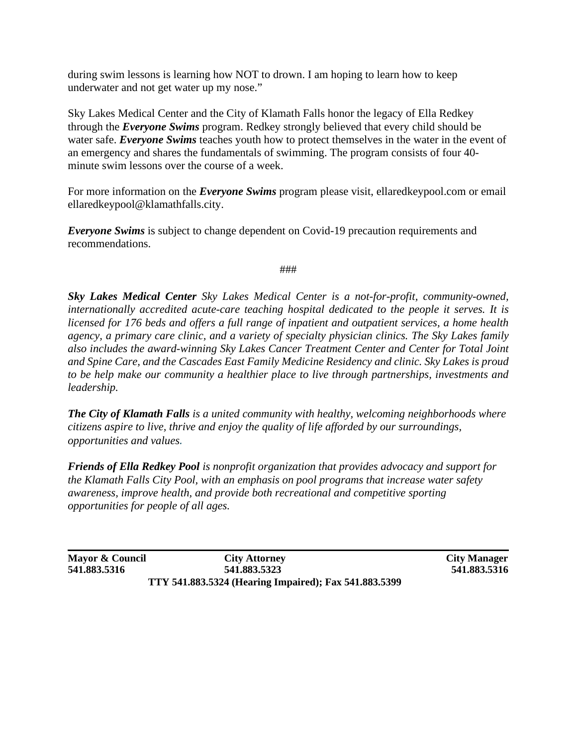during swim lessons is learning how NOT to drown. I am hoping to learn how to keep underwater and not get water up my nose."

Sky Lakes Medical Center and the City of Klamath Falls honor the legacy of Ella Redkey through the ***Everyone Swims*** program. Redkey strongly believed that every child should be water safe. ***Everyone Swims*** teaches youth how to protect themselves in the water in the event of an emergency and shares the fundamentals of swimming. The program consists of four 40-minute swim lessons over the course of a week.

For more information on the ***Everyone Swims*** program please visit, ellaredkeypool.com or email ellaredkeypool@klamathfalls.city.

***Everyone Swims*** is subject to change dependent on Covid-19 precaution requirements and recommendations.

###

***Sky Lakes Medical Center*** *Sky Lakes Medical Center is a not-for-profit, community-owned, internationally accredited acute-care teaching hospital dedicated to the people it serves. It is licensed for 176 beds and offers a full range of inpatient and outpatient services, a home health agency, a primary care clinic, and a variety of specialty physician clinics. The Sky Lakes family also includes the award-winning Sky Lakes Cancer Treatment Center and Center for Total Joint and Spine Care, and the Cascades East Family Medicine Residency and clinic. Sky Lakes is proud to be help make our community a healthier place to live through partnerships, investments and leadership.*

***The City of Klamath Falls*** *is a united community with healthy, welcoming neighborhoods where citizens aspire to live, thrive and enjoy the quality of life afforded by our surroundings, opportunities and values.*

***Friends of Ella Redkey Pool*** *is nonprofit organization that provides advocacy and support for the Klamath Falls City Pool, with an emphasis on pool programs that increase water safety awareness, improve health, and provide both recreational and competitive sporting opportunities for people of all ages.*

| **Mayor & Council** | **City Attorney** | **City Manager** |
|---|---|---|
| **541.883.5316** | **541.883.5323** | **541.883.5316** |

**TTY 541.883.5324 (Hearing Impaired); Fax 541.883.5399**